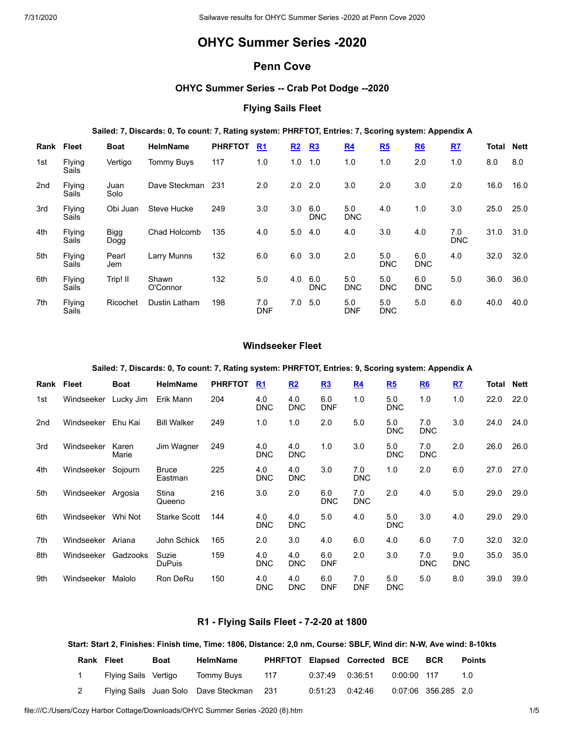# OHYC Summer Series -2020

## Penn Cove

### OHYC Summer Series -- Crab Pot Dodge --2020

#### Flying Sails Fleet

**Sailed: 7, Discards: 0, To count: 7, Rating system: PHRFTOT, Entries: 7, Scoring system: Appendix A**

| Rank | Fleet | Boat | HelmName | PHRFTOT | R1 | R2 | R3 | R4 | R5 | R6 | R7 | Total | Nett |
|---|---|---|---|---|---|---|---|---|---|---|---|---|---|
| 1st | Flying Sails | Vertigo | Tommy Buys | 117 | 1.0 | 1.0 | 1.0 | 1.0 | 1.0 | 2.0 | 1.0 | 8.0 | 8.0 |
| 2nd | Flying Sails | Juan Solo | Dave Steckman | 231 | 2.0 | 2.0 | 2.0 | 3.0 | 2.0 | 3.0 | 2.0 | 16.0 | 16.0 |
| 3rd | Flying Sails | Obi Juan | Steve Hucke | 249 | 3.0 | 3.0 | 6.0 DNC | 5.0 DNC | 4.0 | 1.0 | 3.0 | 25.0 | 25.0 |
| 4th | Flying Sails | Bigg Dogg | Chad Holcomb | 135 | 4.0 | 5.0 | 4.0 | 4.0 | 3.0 | 4.0 | 7.0 DNC | 31.0 | 31.0 |
| 5th | Flying Sails | Pearl Jem | Larry Munns | 132 | 6.0 | 6.0 | 3.0 | 2.0 | 5.0 DNC | 6.0 DNC | 4.0 | 32.0 | 32.0 |
| 6th | Flying Sails | Trip! II | Shawn O'Connor | 132 | 5.0 | 4.0 | 6.0 DNC | 5.0 DNC | 5.0 DNC | 6.0 DNC | 5.0 | 36.0 | 36.0 |
| 7th | Flying Sails | Ricochet | Dustin Latham | 198 | 7.0 DNF | 7.0 | 5.0 | 5.0 DNF | 5.0 DNC | 5.0 | 6.0 | 40.0 | 40.0 |

#### Windseeker Fleet

**Sailed: 7, Discards: 0, To count: 7, Rating system: PHRFTOT, Entries: 9, Scoring system: Appendix A**

| Rank | Fleet | Boat | HelmName | PHRFTOT | R1 | R2 | R3 | R4 | R5 | R6 | R7 | Total | Nett |
|---|---|---|---|---|---|---|---|---|---|---|---|---|---|
| 1st | Windseeker | Lucky Jim | Erik Mann | 204 | 4.0 DNC | 4.0 DNC | 6.0 DNF | 1.0 | 5.0 DNC | 1.0 | 1.0 | 22.0 | 22.0 |
| 2nd | Windseeker | Ehu Kai | Bill Walker | 249 | 1.0 | 1.0 | 2.0 | 5.0 | 5.0 DNC | 7.0 DNC | 3.0 | 24.0 | 24.0 |
| 3rd | Windseeker | Karen Marie | Jim Wagner | 249 | 4.0 DNC | 4.0 DNC | 1.0 | 3.0 | 5.0 DNC | 7.0 DNC | 2.0 | 26.0 | 26.0 |
| 4th | Windseeker | Sojourn | Bruce Eastman | 225 | 4.0 DNC | 4.0 DNC | 3.0 | 7.0 DNC | 1.0 | 2.0 | 6.0 | 27.0 | 27.0 |
| 5th | Windseeker | Argosia | Stina Queeno | 216 | 3.0 | 2.0 | 6.0 DNC | 7.0 DNC | 2.0 | 4.0 | 5.0 | 29.0 | 29.0 |
| 6th | Windseeker | Whi Not | Starke Scott | 144 | 4.0 DNC | 4.0 DNC | 5.0 | 4.0 | 5.0 DNC | 3.0 | 4.0 | 29.0 | 29.0 |
| 7th | Windseeker | Ariana | John Schick | 165 | 2.0 | 3.0 | 4.0 | 6.0 | 4.0 | 6.0 | 7.0 | 32.0 | 32.0 |
| 8th | Windseeker | Gadzooks | Suzie DuPuis | 159 | 4.0 DNC | 4.0 DNC | 6.0 DNF | 2.0 | 3.0 | 7.0 DNC | 9.0 DNC | 35.0 | 35.0 |
| 9th | Windseeker | Malolo | Ron DeRu | 150 | 4.0 DNC | 4.0 DNC | 6.0 DNF | 7.0 DNF | 5.0 DNC | 5.0 | 8.0 | 39.0 | 39.0 |

#### R1 - Flying Sails Fleet - 7-2-20 at 1800

**Start: Start 2, Finishes: Finish time, Time: 1806, Distance: 2,0 nm, Course: SBLF, Wind dir: N-W, Ave wind: 8-10kts**

| Rank | Fleet | Boat | HelmName | PHRFTOT | Elapsed | Corrected | BCE | BCR | Points |
|---|---|---|---|---|---|---|---|---|---|
| 1 | Flying Sails | Vertigo | Tommy Buys | 117 | 0:37:49 | 0:36:51 | 0:00:00 | 117 | 1.0 |
| 2 | Flying Sails | Juan Solo | Dave Steckman | 231 | 0:51:23 | 0:42:46 | 0:07:06 | 356.285 | 2.0 |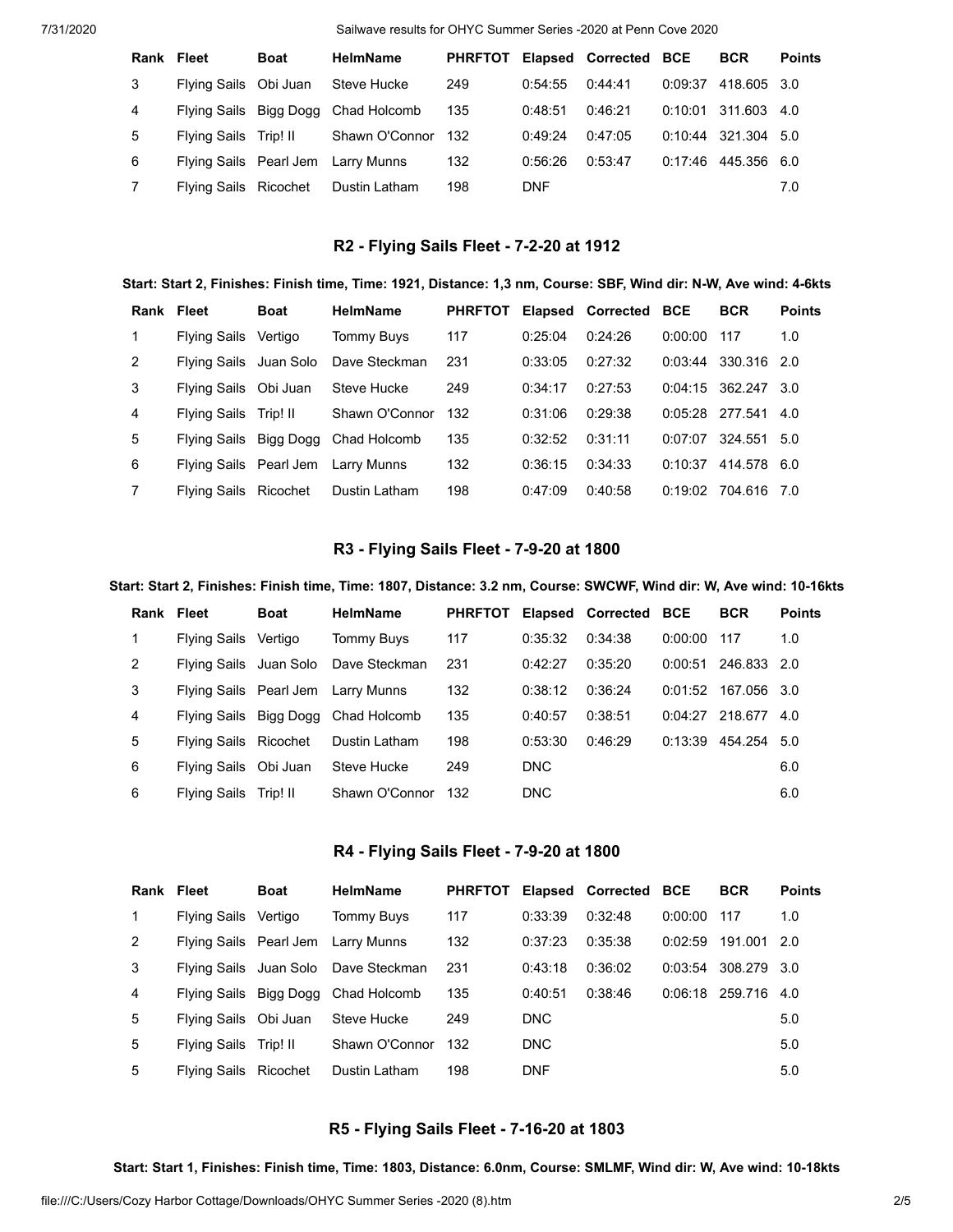| Rank | Fleet | Boat | HelmName | PHRFTOT | Elapsed | Corrected | BCE | BCR | Points |
|---|---|---|---|---|---|---|---|---|---|
| 3 | Flying Sails | Obi Juan | Steve Hucke | 249 | 0:54:55 | 0:44:41 | 0:09:37 | 418.605 | 3.0 |
| 4 | Flying Sails | Bigg Dogg | Chad Holcomb | 135 | 0:48:51 | 0:46:21 | 0:10:01 | 311.603 | 4.0 |
| 5 | Flying Sails | Trip! II | Shawn O'Connor | 132 | 0:49:24 | 0:47:05 | 0:10:44 | 321.304 | 5.0 |
| 6 | Flying Sails | Pearl Jem | Larry Munns | 132 | 0:56:26 | 0:53:47 | 0:17:46 | 445.356 | 6.0 |
| 7 | Flying Sails | Ricochet | Dustin Latham | 198 | DNF | | | | 7.0 |

### R2 - Flying Sails Fleet - 7-2-20 at 1912

**Start: Start 2, Finishes: Finish time, Time: 1921, Distance: 1,3 nm, Course: SBF, Wind dir: N-W, Ave wind: 4-6kts**

| Rank | Fleet | Boat | HelmName | PHRFTOT | Elapsed | Corrected | BCE | BCR | Points |
|---|---|---|---|---|---|---|---|---|---|
| 1 | Flying Sails | Vertigo | Tommy Buys | 117 | 0:25:04 | 0:24:26 | 0:00:00 | 117 | 1.0 |
| 2 | Flying Sails | Juan Solo | Dave Steckman | 231 | 0:33:05 | 0:27:32 | 0:03:44 | 330.316 | 2.0 |
| 3 | Flying Sails | Obi Juan | Steve Hucke | 249 | 0:34:17 | 0:27:53 | 0:04:15 | 362.247 | 3.0 |
| 4 | Flying Sails | Trip! II | Shawn O'Connor | 132 | 0:31:06 | 0:29:38 | 0:05:28 | 277.541 | 4.0 |
| 5 | Flying Sails | Bigg Dogg | Chad Holcomb | 135 | 0:32:52 | 0:31:11 | 0:07:07 | 324.551 | 5.0 |
| 6 | Flying Sails | Pearl Jem | Larry Munns | 132 | 0:36:15 | 0:34:33 | 0:10:37 | 414.578 | 6.0 |
| 7 | Flying Sails | Ricochet | Dustin Latham | 198 | 0:47:09 | 0:40:58 | 0:19:02 | 704.616 | 7.0 |

### R3 - Flying Sails Fleet - 7-9-20 at 1800

**Start: Start 2, Finishes: Finish time, Time: 1807, Distance: 3.2 nm, Course: SWCWF, Wind dir: W, Ave wind: 10-16kts**

| Rank | Fleet | Boat | HelmName | PHRFTOT | Elapsed | Corrected | BCE | BCR | Points |
|---|---|---|---|---|---|---|---|---|---|
| 1 | Flying Sails | Vertigo | Tommy Buys | 117 | 0:35:32 | 0:34:38 | 0:00:00 | 117 | 1.0 |
| 2 | Flying Sails | Juan Solo | Dave Steckman | 231 | 0:42:27 | 0:35:20 | 0:00:51 | 246.833 | 2.0 |
| 3 | Flying Sails | Pearl Jem | Larry Munns | 132 | 0:38:12 | 0:36:24 | 0:01:52 | 167.056 | 3.0 |
| 4 | Flying Sails | Bigg Dogg | Chad Holcomb | 135 | 0:40:57 | 0:38:51 | 0:04:27 | 218.677 | 4.0 |
| 5 | Flying Sails | Ricochet | Dustin Latham | 198 | 0:53:30 | 0:46:29 | 0:13:39 | 454.254 | 5.0 |
| 6 | Flying Sails | Obi Juan | Steve Hucke | 249 | DNC | | | | 6.0 |
| 6 | Flying Sails | Trip! II | Shawn O'Connor | 132 | DNC | | | | 6.0 |

### R4 - Flying Sails Fleet - 7-9-20 at 1800

| Rank | Fleet | Boat | HelmName | PHRFTOT | Elapsed | Corrected | BCE | BCR | Points |
|---|---|---|---|---|---|---|---|---|---|
| 1 | Flying Sails | Vertigo | Tommy Buys | 117 | 0:33:39 | 0:32:48 | 0:00:00 | 117 | 1.0 |
| 2 | Flying Sails | Pearl Jem | Larry Munns | 132 | 0:37:23 | 0:35:38 | 0:02:59 | 191.001 | 2.0 |
| 3 | Flying Sails | Juan Solo | Dave Steckman | 231 | 0:43:18 | 0:36:02 | 0:03:54 | 308.279 | 3.0 |
| 4 | Flying Sails | Bigg Dogg | Chad Holcomb | 135 | 0:40:51 | 0:38:46 | 0:06:18 | 259.716 | 4.0 |
| 5 | Flying Sails | Obi Juan | Steve Hucke | 249 | DNC | | | | 5.0 |
| 5 | Flying Sails | Trip! II | Shawn O'Connor | 132 | DNC | | | | 5.0 |
| 5 | Flying Sails | Ricochet | Dustin Latham | 198 | DNF | | | | 5.0 |

### R5 - Flying Sails Fleet - 7-16-20 at 1803

**Start: Start 1, Finishes: Finish time, Time: 1803, Distance: 6.0nm, Course: SMLMF, Wind dir: W, Ave wind: 10-18kts**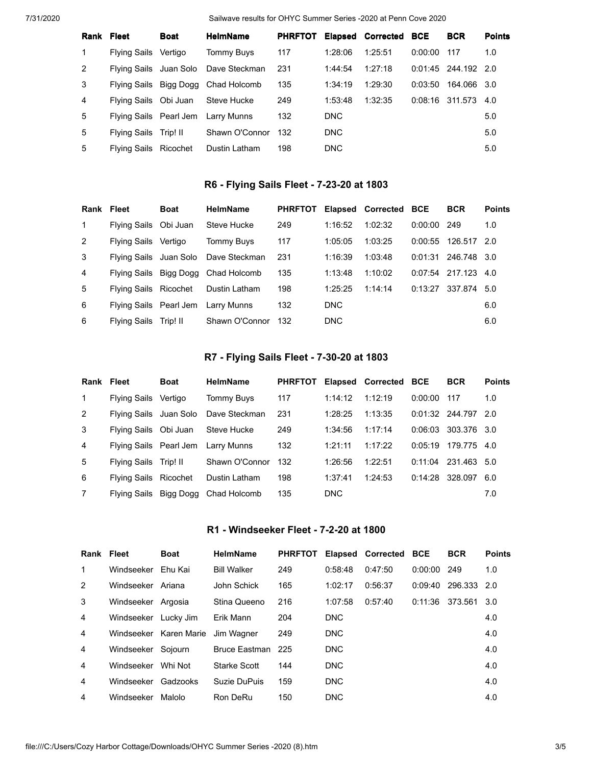| Rank | Fleet | Boat | HelmName | PHRFTOT | Elapsed | Corrected | BCE | BCR | Points |
|---|---|---|---|---|---|---|---|---|---|
| 1 | Flying Sails | Vertigo | Tommy Buys | 117 | 1:28:06 | 1:25:51 | 0:00:00 | 117 | 1.0 |
| 2 | Flying Sails | Juan Solo | Dave Steckman | 231 | 1:44:54 | 1:27:18 | 0:01:45 | 244.192 | 2.0 |
| 3 | Flying Sails | Bigg Dogg | Chad Holcomb | 135 | 1:34:19 | 1:29:30 | 0:03:50 | 164.066 | 3.0 |
| 4 | Flying Sails | Obi Juan | Steve Hucke | 249 | 1:53:48 | 1:32:35 | 0:08:16 | 311.573 | 4.0 |
| 5 | Flying Sails | Pearl Jem | Larry Munns | 132 | DNC | | | | 5.0 |
| 5 | Flying Sails | Trip! II | Shawn O'Connor | 132 | DNC | | | | 5.0 |
| 5 | Flying Sails | Ricochet | Dustin Latham | 198 | DNC | | | | 5.0 |

## R6 - Flying Sails Fleet - 7-23-20 at 1803

| Rank | Fleet | Boat | HelmName | PHRFTOT | Elapsed | Corrected | BCE | BCR | Points |
|---|---|---|---|---|---|---|---|---|---|
| 1 | Flying Sails | Obi Juan | Steve Hucke | 249 | 1:16:52 | 1:02:32 | 0:00:00 | 249 | 1.0 |
| 2 | Flying Sails | Vertigo | Tommy Buys | 117 | 1:05:05 | 1:03:25 | 0:00:55 | 126.517 | 2.0 |
| 3 | Flying Sails | Juan Solo | Dave Steckman | 231 | 1:16:39 | 1:03:48 | 0:01:31 | 246.748 | 3.0 |
| 4 | Flying Sails | Bigg Dogg | Chad Holcomb | 135 | 1:13:48 | 1:10:02 | 0:07:54 | 217.123 | 4.0 |
| 5 | Flying Sails | Ricochet | Dustin Latham | 198 | 1:25:25 | 1:14:14 | 0:13:27 | 337.874 | 5.0 |
| 6 | Flying Sails | Pearl Jem | Larry Munns | 132 | DNC | | | | 6.0 |
| 6 | Flying Sails | Trip! II | Shawn O'Connor | 132 | DNC | | | | 6.0 |

## R7 - Flying Sails Fleet - 7-30-20 at 1803

| Rank | Fleet | Boat | HelmName | PHRFTOT | Elapsed | Corrected | BCE | BCR | Points |
|---|---|---|---|---|---|---|---|---|---|
| 1 | Flying Sails | Vertigo | Tommy Buys | 117 | 1:14:12 | 1:12:19 | 0:00:00 | 117 | 1.0 |
| 2 | Flying Sails | Juan Solo | Dave Steckman | 231 | 1:28:25 | 1:13:35 | 0:01:32 | 244.797 | 2.0 |
| 3 | Flying Sails | Obi Juan | Steve Hucke | 249 | 1:34:56 | 1:17:14 | 0:06:03 | 303.376 | 3.0 |
| 4 | Flying Sails | Pearl Jem | Larry Munns | 132 | 1:21:11 | 1:17:22 | 0:05:19 | 179.775 | 4.0 |
| 5 | Flying Sails | Trip! II | Shawn O'Connor | 132 | 1:26:56 | 1:22:51 | 0:11:04 | 231.463 | 5.0 |
| 6 | Flying Sails | Ricochet | Dustin Latham | 198 | 1:37:41 | 1:24:53 | 0:14:28 | 328.097 | 6.0 |
| 7 | Flying Sails | Bigg Dogg | Chad Holcomb | 135 | DNC | | | | 7.0 |

## R1 - Windseeker Fleet - 7-2-20 at 1800

| Rank | Fleet | Boat | HelmName | PHRFTOT | Elapsed | Corrected | BCE | BCR | Points |
|---|---|---|---|---|---|---|---|---|---|
| 1 | Windseeker | Ehu Kai | Bill Walker | 249 | 0:58:48 | 0:47:50 | 0:00:00 | 249 | 1.0 |
| 2 | Windseeker | Ariana | John Schick | 165 | 1:02:17 | 0:56:37 | 0:09:40 | 296.333 | 2.0 |
| 3 | Windseeker | Argosia | Stina Queeno | 216 | 1:07:58 | 0:57:40 | 0:11:36 | 373.561 | 3.0 |
| 4 | Windseeker | Lucky Jim | Erik Mann | 204 | DNC | | | | 4.0 |
| 4 | Windseeker | Karen Marie | Jim Wagner | 249 | DNC | | | | 4.0 |
| 4 | Windseeker | Sojourn | Bruce Eastman | 225 | DNC | | | | 4.0 |
| 4 | Windseeker | Whi Not | Starke Scott | 144 | DNC | | | | 4.0 |
| 4 | Windseeker | Gadzooks | Suzie DuPuis | 159 | DNC | | | | 4.0 |
| 4 | Windseeker | Malolo | Ron DeRu | 150 | DNC | | | | 4.0 |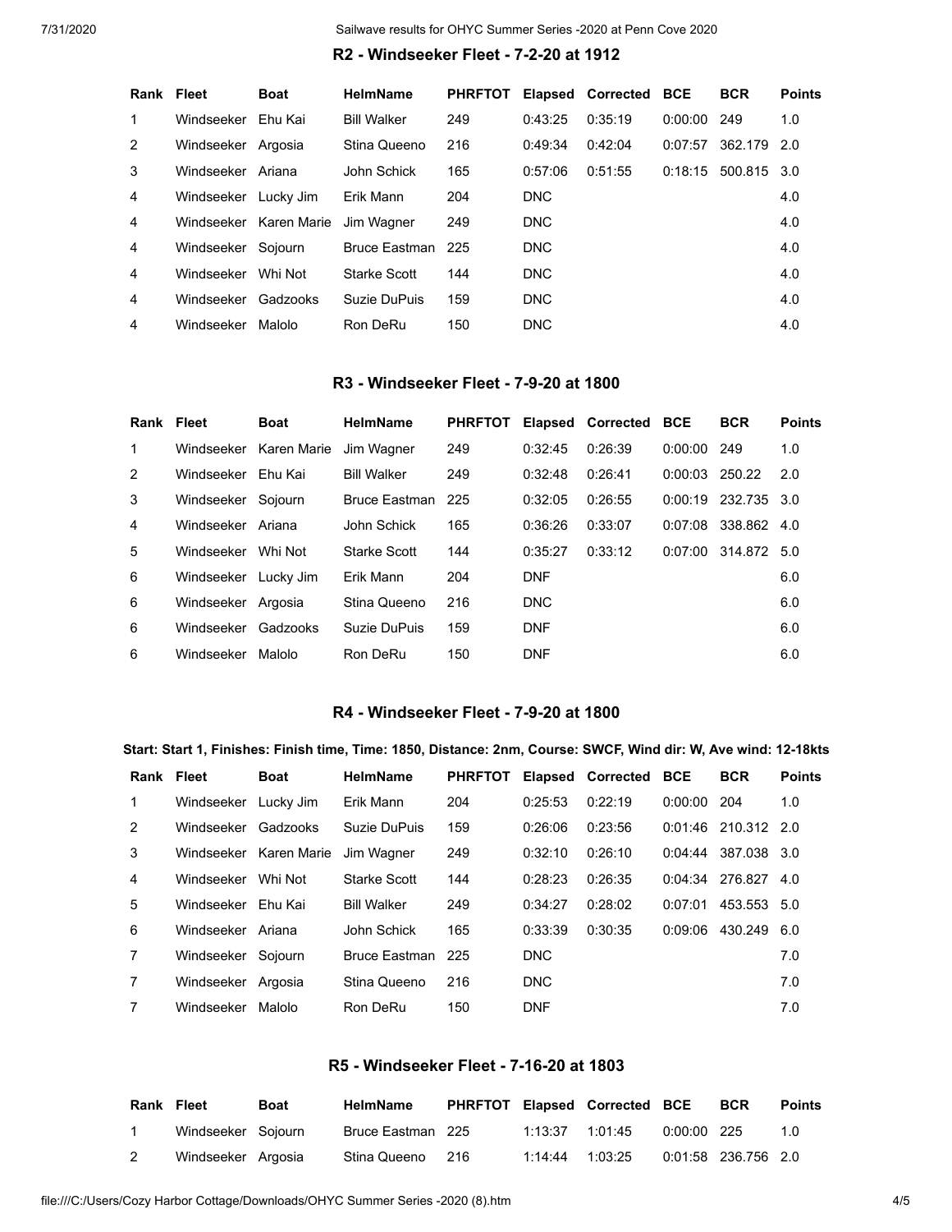### R2 - Windseeker Fleet - 7-2-20 at 1912

| Rank | Fleet | Boat | HelmName | PHRFTOT | Elapsed | Corrected | BCE | BCR | Points |
|---|---|---|---|---|---|---|---|---|---|
| 1 | Windseeker | Ehu Kai | Bill Walker | 249 | 0:43:25 | 0:35:19 | 0:00:00 | 249 | 1.0 |
| 2 | Windseeker | Argosia | Stina Queeno | 216 | 0:49:34 | 0:42:04 | 0:07:57 | 362.179 | 2.0 |
| 3 | Windseeker | Ariana | John Schick | 165 | 0:57:06 | 0:51:55 | 0:18:15 | 500.815 | 3.0 |
| 4 | Windseeker | Lucky Jim | Erik Mann | 204 | DNC | | | | 4.0 |
| 4 | Windseeker | Karen Marie | Jim Wagner | 249 | DNC | | | | 4.0 |
| 4 | Windseeker | Sojourn | Bruce Eastman | 225 | DNC | | | | 4.0 |
| 4 | Windseeker | Whi Not | Starke Scott | 144 | DNC | | | | 4.0 |
| 4 | Windseeker | Gadzooks | Suzie DuPuis | 159 | DNC | | | | 4.0 |
| 4 | Windseeker | Malolo | Ron DeRu | 150 | DNC | | | | 4.0 |

### R3 - Windseeker Fleet - 7-9-20 at 1800

| Rank | Fleet | Boat | HelmName | PHRFTOT | Elapsed | Corrected | BCE | BCR | Points |
|---|---|---|---|---|---|---|---|---|---|
| 1 | Windseeker | Karen Marie | Jim Wagner | 249 | 0:32:45 | 0:26:39 | 0:00:00 | 249 | 1.0 |
| 2 | Windseeker | Ehu Kai | Bill Walker | 249 | 0:32:48 | 0:26:41 | 0:00:03 | 250.22 | 2.0 |
| 3 | Windseeker | Sojourn | Bruce Eastman | 225 | 0:32:05 | 0:26:55 | 0:00:19 | 232.735 | 3.0 |
| 4 | Windseeker | Ariana | John Schick | 165 | 0:36:26 | 0:33:07 | 0:07:08 | 338.862 | 4.0 |
| 5 | Windseeker | Whi Not | Starke Scott | 144 | 0:35:27 | 0:33:12 | 0:07:00 | 314.872 | 5.0 |
| 6 | Windseeker | Lucky Jim | Erik Mann | 204 | DNF | | | | 6.0 |
| 6 | Windseeker | Argosia | Stina Queeno | 216 | DNC | | | | 6.0 |
| 6 | Windseeker | Gadzooks | Suzie DuPuis | 159 | DNF | | | | 6.0 |
| 6 | Windseeker | Malolo | Ron DeRu | 150 | DNF | | | | 6.0 |

### R4 - Windseeker Fleet - 7-9-20 at 1800

**Start: Start 1, Finishes: Finish time, Time: 1850, Distance: 2nm, Course: SWCF, Wind dir: W, Ave wind: 12-18kts**

| Rank | Fleet | Boat | HelmName | PHRFTOT | Elapsed | Corrected | BCE | BCR | Points |
|---|---|---|---|---|---|---|---|---|---|
| 1 | Windseeker | Lucky Jim | Erik Mann | 204 | 0:25:53 | 0:22:19 | 0:00:00 | 204 | 1.0 |
| 2 | Windseeker | Gadzooks | Suzie DuPuis | 159 | 0:26:06 | 0:23:56 | 0:01:46 | 210.312 | 2.0 |
| 3 | Windseeker | Karen Marie | Jim Wagner | 249 | 0:32:10 | 0:26:10 | 0:04:44 | 387.038 | 3.0 |
| 4 | Windseeker | Whi Not | Starke Scott | 144 | 0:28:23 | 0:26:35 | 0:04:34 | 276.827 | 4.0 |
| 5 | Windseeker | Ehu Kai | Bill Walker | 249 | 0:34:27 | 0:28:02 | 0:07:01 | 453.553 | 5.0 |
| 6 | Windseeker | Ariana | John Schick | 165 | 0:33:39 | 0:30:35 | 0:09:06 | 430.249 | 6.0 |
| 7 | Windseeker | Sojourn | Bruce Eastman | 225 | DNC | | | | 7.0 |
| 7 | Windseeker | Argosia | Stina Queeno | 216 | DNC | | | | 7.0 |
| 7 | Windseeker | Malolo | Ron DeRu | 150 | DNF | | | | 7.0 |

### R5 - Windseeker Fleet - 7-16-20 at 1803

| Rank | Fleet | Boat | HelmName | PHRFTOT | Elapsed | Corrected | BCE | BCR | Points |
|---|---|---|---|---|---|---|---|---|---|
| 1 | Windseeker | Sojourn | Bruce Eastman | 225 | 1:13:37 | 1:01:45 | 0:00:00 | 225 | 1.0 |
| 2 | Windseeker | Argosia | Stina Queeno | 216 | 1:14:44 | 1:03:25 | 0:01:58 | 236.756 | 2.0 |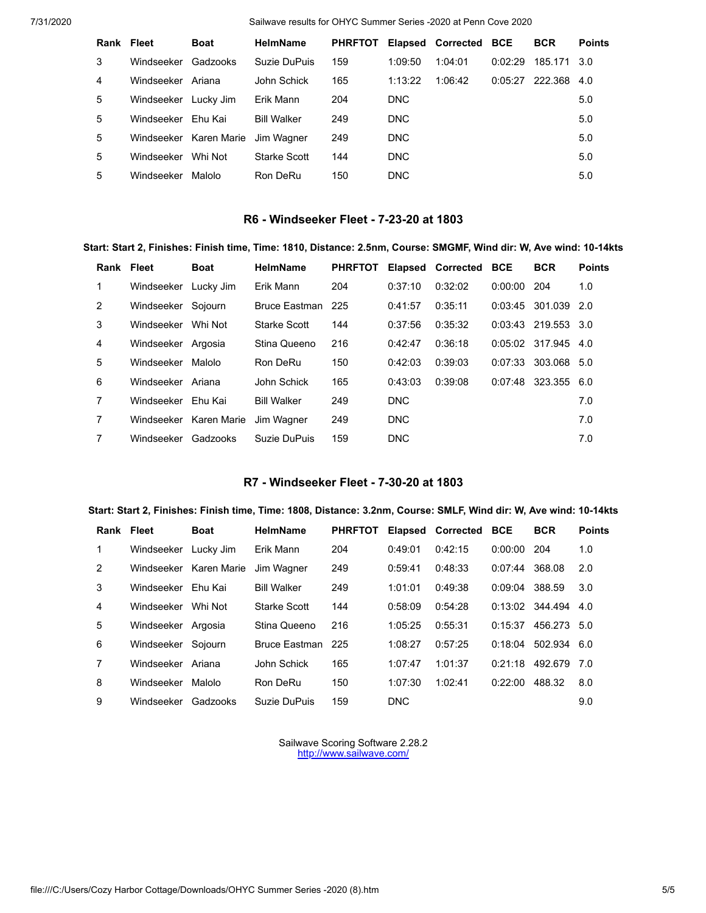| Rank | Fleet | Boat | HelmName | PHRFTOT | Elapsed | Corrected | BCE | BCR | Points |
|---|---|---|---|---|---|---|---|---|---|
| 3 | Windseeker | Gadzooks | Suzie DuPuis | 159 | 1:09:50 | 1:04:01 | 0:02:29 | 185.171 | 3.0 |
| 4 | Windseeker | Ariana | John Schick | 165 | 1:13:22 | 1:06:42 | 0:05:27 | 222.368 | 4.0 |
| 5 | Windseeker | Lucky Jim | Erik Mann | 204 | DNC | | | | 5.0 |
| 5 | Windseeker | Ehu Kai | Bill Walker | 249 | DNC | | | | 5.0 |
| 5 | Windseeker | Karen Marie | Jim Wagner | 249 | DNC | | | | 5.0 |
| 5 | Windseeker | Whi Not | Starke Scott | 144 | DNC | | | | 5.0 |
| 5 | Windseeker | Malolo | Ron DeRu | 150 | DNC | | | | 5.0 |

### R6 - Windseeker Fleet - 7-23-20 at 1803

**Start: Start 2, Finishes: Finish time, Time: 1810, Distance: 2.5nm, Course: SMGMF, Wind dir: W, Ave wind: 10-14kts**

| Rank | Fleet | Boat | HelmName | PHRFTOT | Elapsed | Corrected | BCE | BCR | Points |
|---|---|---|---|---|---|---|---|---|---|
| 1 | Windseeker | Lucky Jim | Erik Mann | 204 | 0:37:10 | 0:32:02 | 0:00:00 | 204 | 1.0 |
| 2 | Windseeker | Sojourn | Bruce Eastman | 225 | 0:41:57 | 0:35:11 | 0:03:45 | 301.039 | 2.0 |
| 3 | Windseeker | Whi Not | Starke Scott | 144 | 0:37:56 | 0:35:32 | 0:03:43 | 219.553 | 3.0 |
| 4 | Windseeker | Argosia | Stina Queeno | 216 | 0:42:47 | 0:36:18 | 0:05:02 | 317.945 | 4.0 |
| 5 | Windseeker | Malolo | Ron DeRu | 150 | 0:42:03 | 0:39:03 | 0:07:33 | 303.068 | 5.0 |
| 6 | Windseeker | Ariana | John Schick | 165 | 0:43:03 | 0:39:08 | 0:07:48 | 323.355 | 6.0 |
| 7 | Windseeker | Ehu Kai | Bill Walker | 249 | DNC | | | | 7.0 |
| 7 | Windseeker | Karen Marie | Jim Wagner | 249 | DNC | | | | 7.0 |
| 7 | Windseeker | Gadzooks | Suzie DuPuis | 159 | DNC | | | | 7.0 |

### R7 - Windseeker Fleet - 7-30-20 at 1803

**Start: Start 2, Finishes: Finish time, Time: 1808, Distance: 3.2nm, Course: SMLF, Wind dir: W, Ave wind: 10-14kts**

| Rank | Fleet | Boat | HelmName | PHRFTOT | Elapsed | Corrected | BCE | BCR | Points |
|---|---|---|---|---|---|---|---|---|---|
| 1 | Windseeker | Lucky Jim | Erik Mann | 204 | 0:49:01 | 0:42:15 | 0:00:00 | 204 | 1.0 |
| 2 | Windseeker | Karen Marie | Jim Wagner | 249 | 0:59:41 | 0:48:33 | 0:07:44 | 368.08 | 2.0 |
| 3 | Windseeker | Ehu Kai | Bill Walker | 249 | 1:01:01 | 0:49:38 | 0:09:04 | 388.59 | 3.0 |
| 4 | Windseeker | Whi Not | Starke Scott | 144 | 0:58:09 | 0:54:28 | 0:13:02 | 344.494 | 4.0 |
| 5 | Windseeker | Argosia | Stina Queeno | 216 | 1:05:25 | 0:55:31 | 0:15:37 | 456.273 | 5.0 |
| 6 | Windseeker | Sojourn | Bruce Eastman | 225 | 1:08:27 | 0:57:25 | 0:18:04 | 502.934 | 6.0 |
| 7 | Windseeker | Ariana | John Schick | 165 | 1:07:47 | 1:01:37 | 0:21:18 | 492.679 | 7.0 |
| 8 | Windseeker | Malolo | Ron DeRu | 150 | 1:07:30 | 1:02:41 | 0:22:00 | 488.32 | 8.0 |
| 9 | Windseeker | Gadzooks | Suzie DuPuis | 159 | DNC | | | | 9.0 |

Sailwave Scoring Software 2.28.2
http://www.sailwave.com/